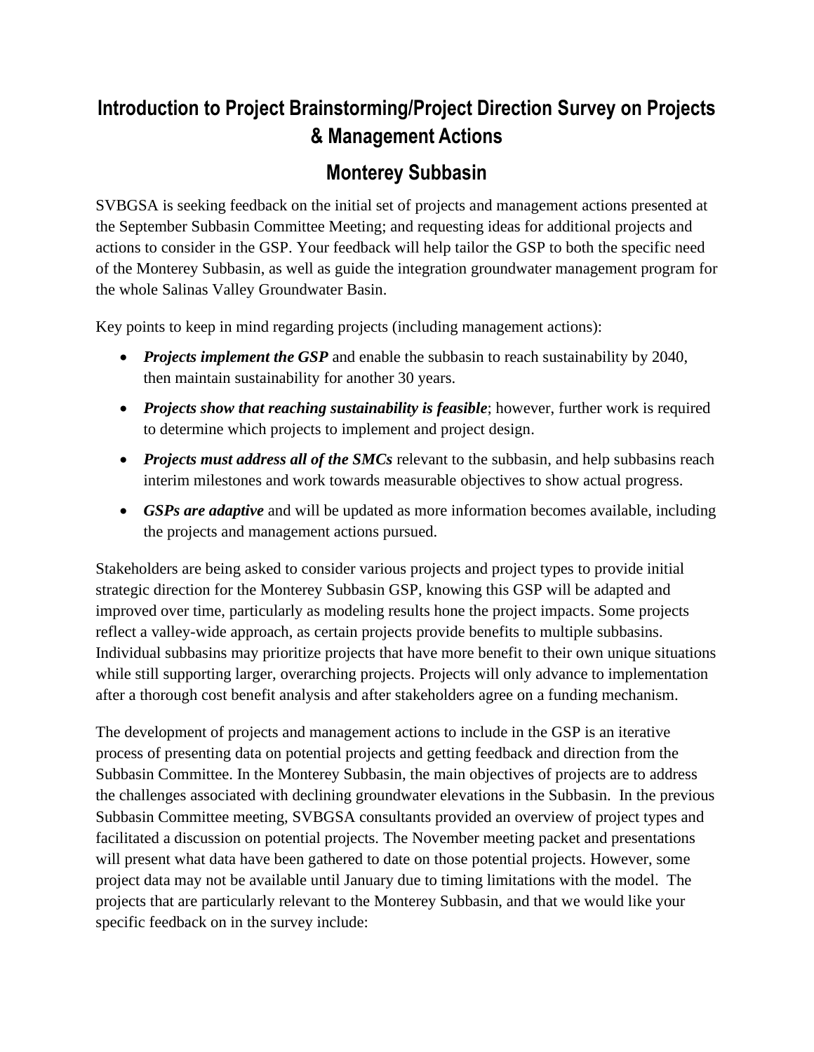# Introduction to Project Brainstorming/Project Direction Survey on Projects & Management Actions

## Monterey Subbasin

SVBGSA is seeking feedback on the initial set of projects and management actions presented at the September Subbasin Committee Meeting; and requesting ideas for additional projects and actions to consider in the GSP. Your feedback will help tailor the GSP to both the specific need of the Monterey Subbasin, as well as guide the integration groundwater management program for the whole Salinas Valley Groundwater Basin.

Key points to keep in mind regarding projects (including management actions):

- ***Projects implement the GSP*** and enable the subbasin to reach sustainability by 2040, then maintain sustainability for another 30 years.
- ***Projects show that reaching sustainability is feasible***; however, further work is required to determine which projects to implement and project design.
- ***Projects must address all of the SMCs*** relevant to the subbasin, and help subbasins reach interim milestones and work towards measurable objectives to show actual progress.
- ***GSPs are adaptive*** and will be updated as more information becomes available, including the projects and management actions pursued.

Stakeholders are being asked to consider various projects and project types to provide initial strategic direction for the Monterey Subbasin GSP, knowing this GSP will be adapted and improved over time, particularly as modeling results hone the project impacts. Some projects reflect a valley-wide approach, as certain projects provide benefits to multiple subbasins. Individual subbasins may prioritize projects that have more benefit to their own unique situations while still supporting larger, overarching projects. Projects will only advance to implementation after a thorough cost benefit analysis and after stakeholders agree on a funding mechanism.

The development of projects and management actions to include in the GSP is an iterative process of presenting data on potential projects and getting feedback and direction from the Subbasin Committee. In the Monterey Subbasin, the main objectives of projects are to address the challenges associated with declining groundwater elevations in the Subbasin. In the previous Subbasin Committee meeting, SVBGSA consultants provided an overview of project types and facilitated a discussion on potential projects. The November meeting packet and presentations will present what data have been gathered to date on those potential projects. However, some project data may not be available until January due to timing limitations with the model. The projects that are particularly relevant to the Monterey Subbasin, and that we would like your specific feedback on in the survey include: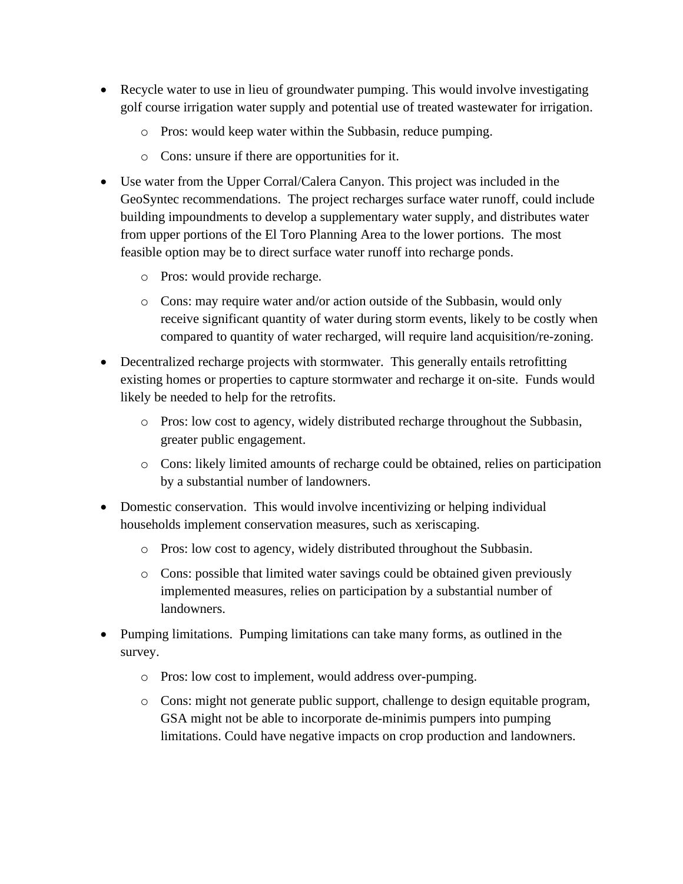- Recycle water to use in lieu of groundwater pumping. This would involve investigating golf course irrigation water supply and potential use of treated wastewater for irrigation.
  - Pros: would keep water within the Subbasin, reduce pumping.
  - Cons: unsure if there are opportunities for it.
- Use water from the Upper Corral/Calera Canyon. This project was included in the GeoSyntec recommendations. The project recharges surface water runoff, could include building impoundments to develop a supplementary water supply, and distributes water from upper portions of the El Toro Planning Area to the lower portions. The most feasible option may be to direct surface water runoff into recharge ponds.
  - Pros: would provide recharge.
  - Cons: may require water and/or action outside of the Subbasin, would only receive significant quantity of water during storm events, likely to be costly when compared to quantity of water recharged, will require land acquisition/re-zoning.
- Decentralized recharge projects with stormwater. This generally entails retrofitting existing homes or properties to capture stormwater and recharge it on-site. Funds would likely be needed to help for the retrofits.
  - Pros: low cost to agency, widely distributed recharge throughout the Subbasin, greater public engagement.
  - Cons: likely limited amounts of recharge could be obtained, relies on participation by a substantial number of landowners.
- Domestic conservation. This would involve incentivizing or helping individual households implement conservation measures, such as xeriscaping.
  - Pros: low cost to agency, widely distributed throughout the Subbasin.
  - Cons: possible that limited water savings could be obtained given previously implemented measures, relies on participation by a substantial number of landowners.
- Pumping limitations. Pumping limitations can take many forms, as outlined in the survey.
  - Pros: low cost to implement, would address over-pumping.
  - Cons: might not generate public support, challenge to design equitable program, GSA might not be able to incorporate de-minimis pumpers into pumping limitations. Could have negative impacts on crop production and landowners.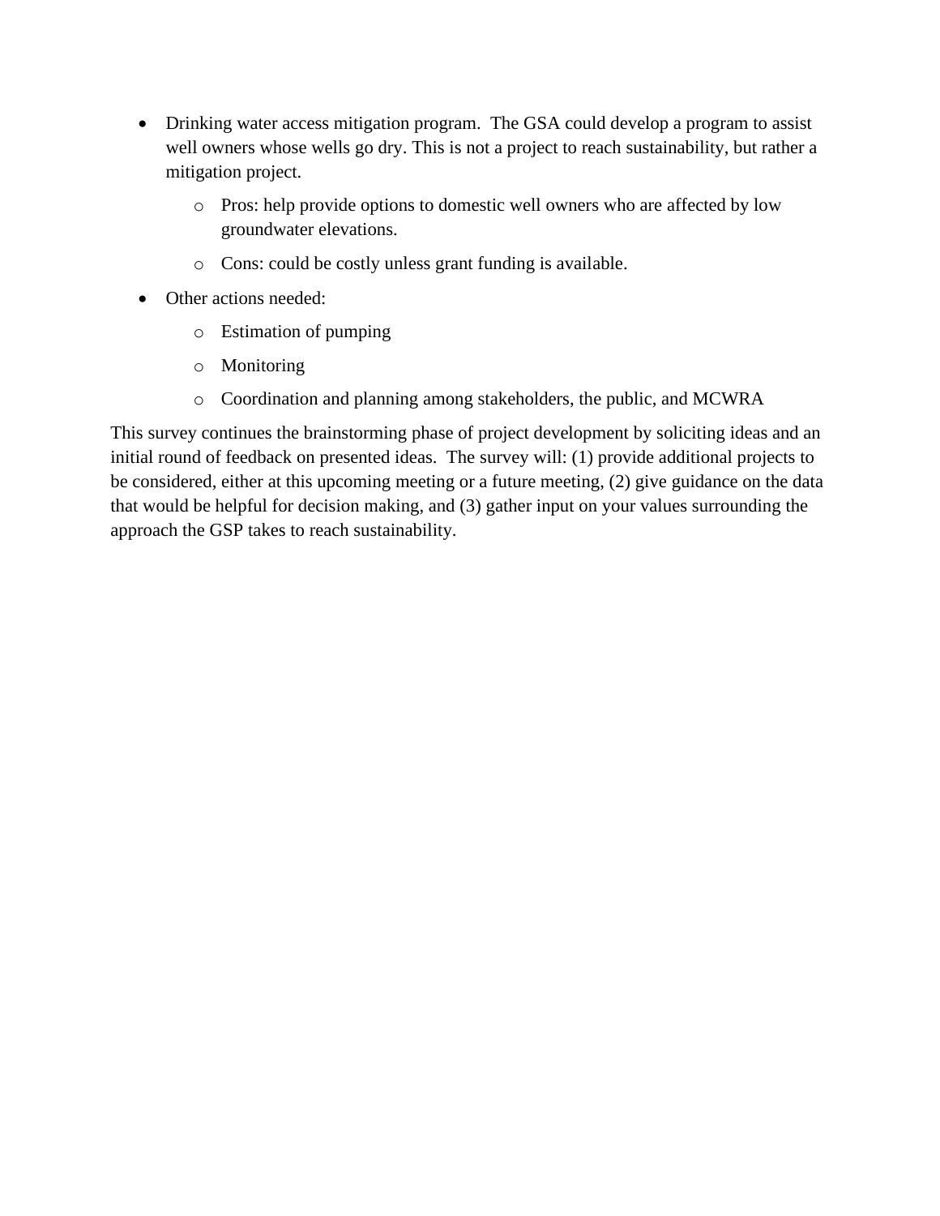- Drinking water access mitigation program. The GSA could develop a program to assist well owners whose wells go dry. This is not a project to reach sustainability, but rather a mitigation project.
  - Pros: help provide options to domestic well owners who are affected by low groundwater elevations.
  - Cons: could be costly unless grant funding is available.
- Other actions needed:
  - Estimation of pumping
  - Monitoring
  - Coordination and planning among stakeholders, the public, and MCWRA

This survey continues the brainstorming phase of project development by soliciting ideas and an initial round of feedback on presented ideas. The survey will: (1) provide additional projects to be considered, either at this upcoming meeting or a future meeting, (2) give guidance on the data that would be helpful for decision making, and (3) gather input on your values surrounding the approach the GSP takes to reach sustainability.